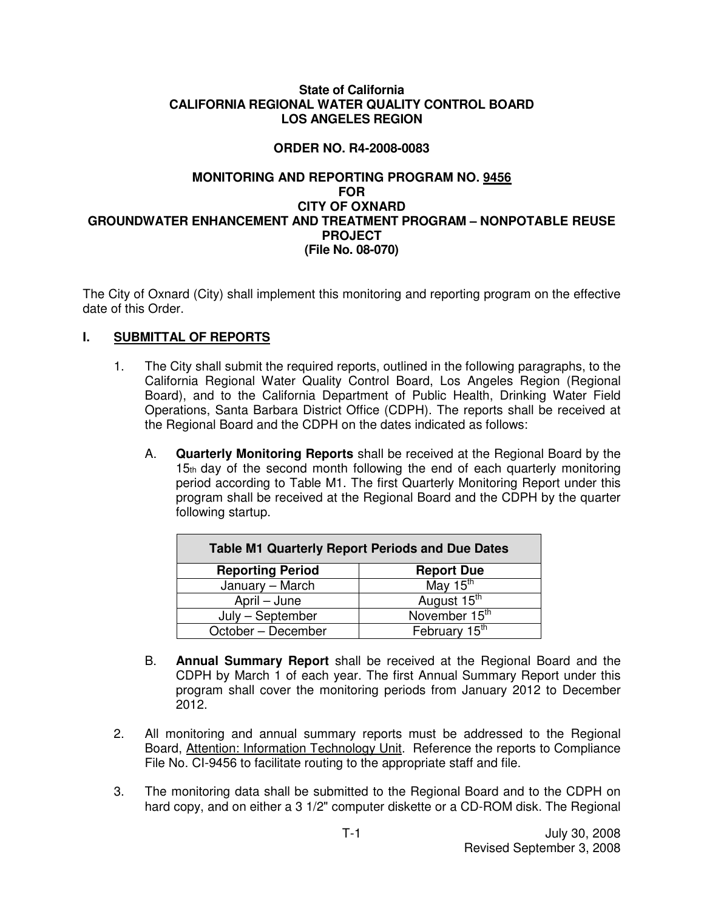**State of California**
**CALIFORNIA REGIONAL WATER QUALITY CONTROL BOARD**
**LOS ANGELES REGION**

**ORDER NO. R4-2008-0083**

**MONITORING AND REPORTING PROGRAM NO. 9456**
**FOR**
**CITY OF OXNARD**
**GROUNDWATER ENHANCEMENT AND TREATMENT PROGRAM – NONPOTABLE REUSE PROJECT**
**(File No. 08-070)**

The City of Oxnard (City) shall implement this monitoring and reporting program on the effective date of this Order.

## I. SUBMITTAL OF REPORTS

1. The City shall submit the required reports, outlined in the following paragraphs, to the California Regional Water Quality Control Board, Los Angeles Region (Regional Board), and to the California Department of Public Health, Drinking Water Field Operations, Santa Barbara District Office (CDPH). The reports shall be received at the Regional Board and the CDPH on the dates indicated as follows:

   A. **Quarterly Monitoring Reports** shall be received at the Regional Board by the 15th day of the second month following the end of each quarterly monitoring period according to Table M1. The first Quarterly Monitoring Report under this program shall be received at the Regional Board and the CDPH by the quarter following startup.

   | Table M1 Quarterly Report Periods and Due Dates | |
   |---|---|
   | **Reporting Period** | **Report Due** |
   | January – March | May 15th |
   | April – June | August 15th |
   | July – September | November 15th |
   | October – December | February 15th |

   B. **Annual Summary Report** shall be received at the Regional Board and the CDPH by March 1 of each year. The first Annual Summary Report under this program shall cover the monitoring periods from January 2012 to December 2012.

2. All monitoring and annual summary reports must be addressed to the Regional Board, Attention: Information Technology Unit. Reference the reports to Compliance File No. CI-9456 to facilitate routing to the appropriate staff and file.

3. The monitoring data shall be submitted to the Regional Board and to the CDPH on hard copy, and on either a 3 1/2" computer diskette or a CD-ROM disk. The Regional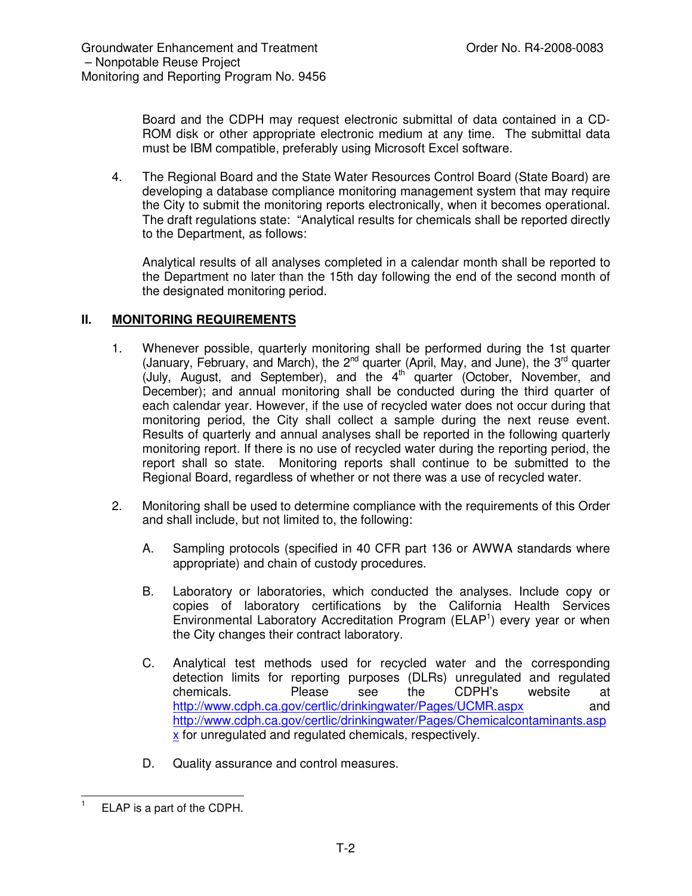Board and the CDPH may request electronic submittal of data contained in a CD-ROM disk or other appropriate electronic medium at any time. The submittal data must be IBM compatible, preferably using Microsoft Excel software.

4. The Regional Board and the State Water Resources Control Board (State Board) are developing a database compliance monitoring management system that may require the City to submit the monitoring reports electronically, when it becomes operational. The draft regulations state: "Analytical results for chemicals shall be reported directly to the Department, as follows:

   Analytical results of all analyses completed in a calendar month shall be reported to the Department no later than the 15th day following the end of the second month of the designated monitoring period.

## II. MONITORING REQUIREMENTS

1. Whenever possible, quarterly monitoring shall be performed during the 1st quarter (January, February, and March), the 2nd quarter (April, May, and June), the 3rd quarter (July, August, and September), and the 4th quarter (October, November, and December); and annual monitoring shall be conducted during the third quarter of each calendar year. However, if the use of recycled water does not occur during that monitoring period, the City shall collect a sample during the next reuse event. Results of quarterly and annual analyses shall be reported in the following quarterly monitoring report. If there is no use of recycled water during the reporting period, the report shall so state. Monitoring reports shall continue to be submitted to the Regional Board, regardless of whether or not there was a use of recycled water.

2. Monitoring shall be used to determine compliance with the requirements of this Order and shall include, but not limited to, the following:

   A. Sampling protocols (specified in 40 CFR part 136 or AWWA standards where appropriate) and chain of custody procedures.

   B. Laboratory or laboratories, which conducted the analyses. Include copy or copies of laboratory certifications by the California Health Services Environmental Laboratory Accreditation Program (ELAP[1]) every year or when the City changes their contract laboratory.

   C. Analytical test methods used for recycled water and the corresponding detection limits for reporting purposes (DLRs) unregulated and regulated chemicals. Please see the CDPH's website at http://www.cdph.ca.gov/certlic/drinkingwater/Pages/UCMR.aspx and http://www.cdph.ca.gov/certlic/drinkingwater/Pages/Chemicalcontaminants.aspx for unregulated and regulated chemicals, respectively.

   D. Quality assurance and control measures.

---

[1] ELAP is a part of the CDPH.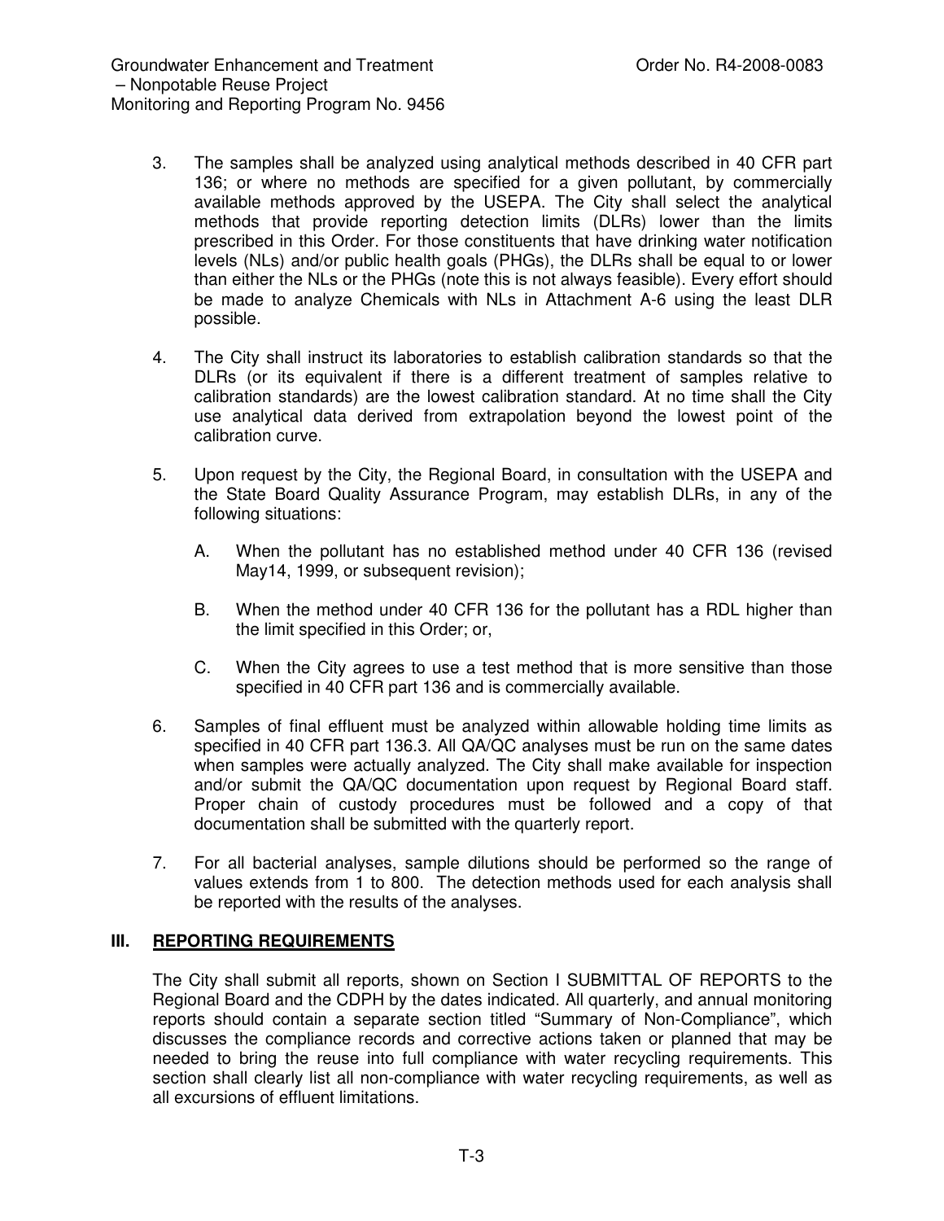3. The samples shall be analyzed using analytical methods described in 40 CFR part 136; or where no methods are specified for a given pollutant, by commercially available methods approved by the USEPA. The City shall select the analytical methods that provide reporting detection limits (DLRs) lower than the limits prescribed in this Order. For those constituents that have drinking water notification levels (NLs) and/or public health goals (PHGs), the DLRs shall be equal to or lower than either the NLs or the PHGs (note this is not always feasible). Every effort should be made to analyze Chemicals with NLs in Attachment A-6 using the least DLR possible.

4. The City shall instruct its laboratories to establish calibration standards so that the DLRs (or its equivalent if there is a different treatment of samples relative to calibration standards) are the lowest calibration standard. At no time shall the City use analytical data derived from extrapolation beyond the lowest point of the calibration curve.

5. Upon request by the City, the Regional Board, in consultation with the USEPA and the State Board Quality Assurance Program, may establish DLRs, in any of the following situations:

   A. When the pollutant has no established method under 40 CFR 136 (revised May14, 1999, or subsequent revision);

   B. When the method under 40 CFR 136 for the pollutant has a RDL higher than the limit specified in this Order; or,

   C. When the City agrees to use a test method that is more sensitive than those specified in 40 CFR part 136 and is commercially available.

6. Samples of final effluent must be analyzed within allowable holding time limits as specified in 40 CFR part 136.3. All QA/QC analyses must be run on the same dates when samples were actually analyzed. The City shall make available for inspection and/or submit the QA/QC documentation upon request by Regional Board staff. Proper chain of custody procedures must be followed and a copy of that documentation shall be submitted with the quarterly report.

7. For all bacterial analyses, sample dilutions should be performed so the range of values extends from 1 to 800. The detection methods used for each analysis shall be reported with the results of the analyses.

## III. REPORTING REQUIREMENTS

The City shall submit all reports, shown on Section I SUBMITTAL OF REPORTS to the Regional Board and the CDPH by the dates indicated. All quarterly, and annual monitoring reports should contain a separate section titled "Summary of Non-Compliance", which discusses the compliance records and corrective actions taken or planned that may be needed to bring the reuse into full compliance with water recycling requirements. This section shall clearly list all non-compliance with water recycling requirements, as well as all excursions of effluent limitations.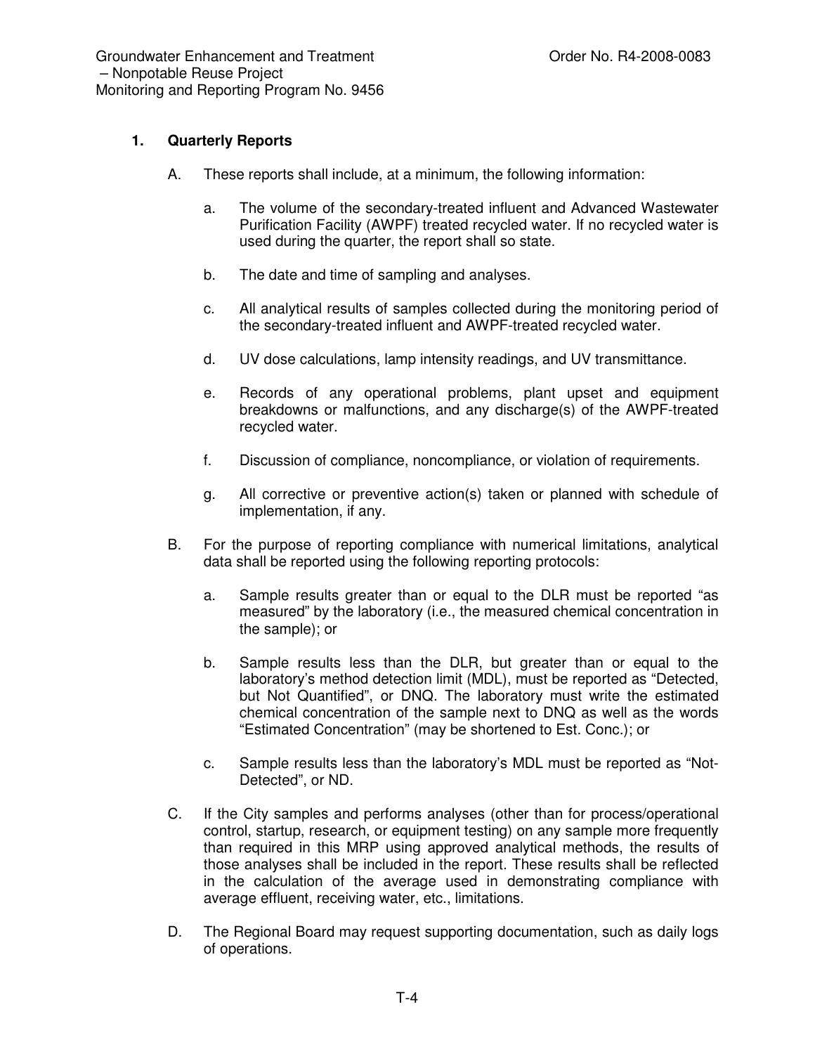## 1. Quarterly Reports

A. These reports shall include, at a minimum, the following information:

   a. The volume of the secondary-treated influent and Advanced Wastewater Purification Facility (AWPF) treated recycled water. If no recycled water is used during the quarter, the report shall so state.

   b. The date and time of sampling and analyses.

   c. All analytical results of samples collected during the monitoring period of the secondary-treated influent and AWPF-treated recycled water.

   d. UV dose calculations, lamp intensity readings, and UV transmittance.

   e. Records of any operational problems, plant upset and equipment breakdowns or malfunctions, and any discharge(s) of the AWPF-treated recycled water.

   f. Discussion of compliance, noncompliance, or violation of requirements.

   g. All corrective or preventive action(s) taken or planned with schedule of implementation, if any.

B. For the purpose of reporting compliance with numerical limitations, analytical data shall be reported using the following reporting protocols:

   a. Sample results greater than or equal to the DLR must be reported "as measured" by the laboratory (i.e., the measured chemical concentration in the sample); or

   b. Sample results less than the DLR, but greater than or equal to the laboratory's method detection limit (MDL), must be reported as "Detected, but Not Quantified", or DNQ. The laboratory must write the estimated chemical concentration of the sample next to DNQ as well as the words "Estimated Concentration" (may be shortened to Est. Conc.); or

   c. Sample results less than the laboratory's MDL must be reported as "Not-Detected", or ND.

C. If the City samples and performs analyses (other than for process/operational control, startup, research, or equipment testing) on any sample more frequently than required in this MRP using approved analytical methods, the results of those analyses shall be included in the report. These results shall be reflected in the calculation of the average used in demonstrating compliance with average effluent, receiving water, etc., limitations.

D. The Regional Board may request supporting documentation, such as daily logs of operations.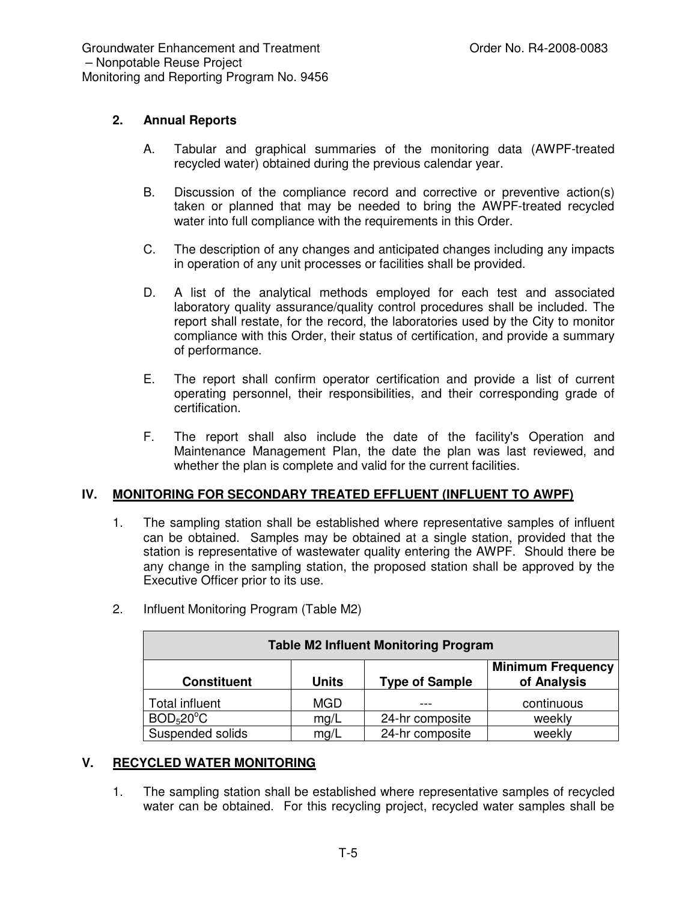### 2. Annual Reports

A. Tabular and graphical summaries of the monitoring data (AWPF-treated recycled water) obtained during the previous calendar year.

B. Discussion of the compliance record and corrective or preventive action(s) taken or planned that may be needed to bring the AWPF-treated recycled water into full compliance with the requirements in this Order.

C. The description of any changes and anticipated changes including any impacts in operation of any unit processes or facilities shall be provided.

D. A list of the analytical methods employed for each test and associated laboratory quality assurance/quality control procedures shall be included. The report shall restate, for the record, the laboratories used by the City to monitor compliance with this Order, their status of certification, and provide a summary of performance.

E. The report shall confirm operator certification and provide a list of current operating personnel, their responsibilities, and their corresponding grade of certification.

F. The report shall also include the date of the facility's Operation and Maintenance Management Plan, the date the plan was last reviewed, and whether the plan is complete and valid for the current facilities.

## IV. MONITORING FOR SECONDARY TREATED EFFLUENT (INFLUENT TO AWPF)

1. The sampling station shall be established where representative samples of influent can be obtained. Samples may be obtained at a single station, provided that the station is representative of wastewater quality entering the AWPF. Should there be any change in the sampling station, the proposed station shall be approved by the Executive Officer prior to its use.

2. Influent Monitoring Program (Table M2)

| Table M2 Influent Monitoring Program | | | |
|---|---|---|---|
| **Constituent** | **Units** | **Type of Sample** | **Minimum Frequency of Analysis** |
| Total influent | MGD | --- | continuous |
| $BOD_5 20^oC$ | mg/L | 24-hr composite | weekly |
| Suspended solids | mg/L | 24-hr composite | weekly |

## V. RECYCLED WATER MONITORING

1. The sampling station shall be established where representative samples of recycled water can be obtained. For this recycling project, recycled water samples shall be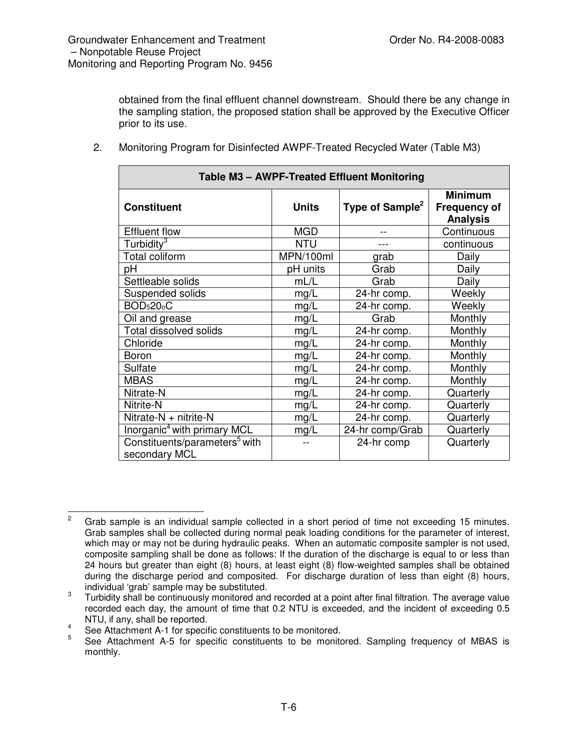obtained from the final effluent channel downstream. Should there be any change in the sampling station, the proposed station shall be approved by the Executive Officer prior to its use.

2. Monitoring Program for Disinfected AWPF-Treated Recycled Water (Table M3)

| Table M3 – AWPF-Treated Effluent Monitoring | | | |
|---|---|---|---|
| **Constituent** | **Units** | **Type of Sample**[2] | **Minimum Frequency of Analysis** |
| Effluent flow | MGD | -- | Continuous |
| Turbidity[3] | NTU | --- | continuous |
| Total coliform | MPN/100ml | grab | Daily |
| pH | pH units | Grab | Daily |
| Settleable solids | mL/L | Grab | Daily |
| Suspended solids | mg/L | 24-hr comp. | Weekly |
| $BOD_5 20_oC$ | mg/L | 24-hr comp. | Weekly |
| Oil and grease | mg/L | Grab | Monthly |
| Total dissolved solids | mg/L | 24-hr comp. | Monthly |
| Chloride | mg/L | 24-hr comp. | Monthly |
| Boron | mg/L | 24-hr comp. | Monthly |
| Sulfate | mg/L | 24-hr comp. | Monthly |
| MBAS | mg/L | 24-hr comp. | Monthly |
| Nitrate-N | mg/L | 24-hr comp. | Quarterly |
| Nitrite-N | mg/L | 24-hr comp. | Quarterly |
| Nitrate-N + nitrite-N | mg/L | 24-hr comp. | Quarterly |
| Inorganic[4] with primary MCL | mg/L | 24-hr comp/Grab | Quarterly |
| Constituents/parameters[5] with secondary MCL | -- | 24-hr comp | Quarterly |

---

[2] Grab sample is an individual sample collected in a short period of time not exceeding 15 minutes. Grab samples shall be collected during normal peak loading conditions for the parameter of interest, which may or may not be during hydraulic peaks. When an automatic composite sampler is not used, composite sampling shall be done as follows: If the duration of the discharge is equal to or less than 24 hours but greater than eight (8) hours, at least eight (8) flow-weighted samples shall be obtained during the discharge period and composited. For discharge duration of less than eight (8) hours, individual 'grab' sample may be substituted.

[3] Turbidity shall be continuously monitored and recorded at a point after final filtration. The average value recorded each day, the amount of time that 0.2 NTU is exceeded, and the incident of exceeding 0.5 NTU, if any, shall be reported.

[4] See Attachment A-1 for specific constituents to be monitored.

[5] See Attachment A-5 for specific constituents to be monitored. Sampling frequency of MBAS is monthly.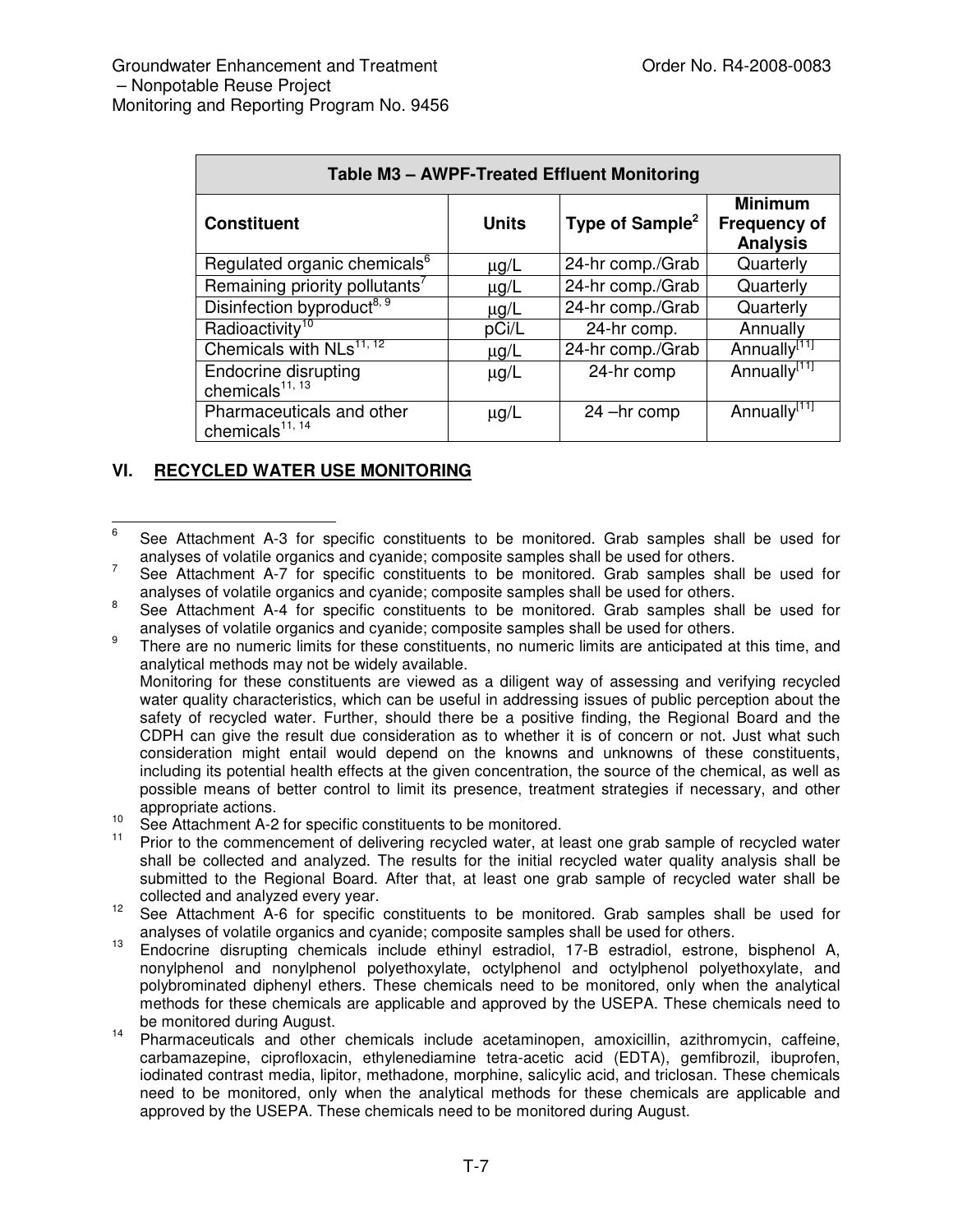| Table M3 – AWPF-Treated Effluent Monitoring | | | |
|---|---|---|---|
| **Constituent** | **Units** | **Type of Sample[2]** | **Minimum Frequency of Analysis** |
| Regulated organic chemicals[6] | μg/L | 24-hr comp./Grab | Quarterly |
| Remaining priority pollutants[7] | μg/L | 24-hr comp./Grab | Quarterly |
| Disinfection byproduct[8, 9] | μg/L | 24-hr comp./Grab | Quarterly |
| Radioactivity[10] | pCi/L | 24-hr comp. | Annually |
| Chemicals with NLs[11, 12] | μg/L | 24-hr comp./Grab | Annually[11] |
| Endocrine disrupting chemicals[11, 13] | μg/L | 24-hr comp | Annually[11] |
| Pharmaceuticals and other chemicals[11, 14] | μg/L | 24 –hr comp | Annually[11] |

## VI. RECYCLED WATER USE MONITORING

---

6 See Attachment A-3 for specific constituents to be monitored. Grab samples shall be used for analyses of volatile organics and cyanide; composite samples shall be used for others.

7 See Attachment A-7 for specific constituents to be monitored. Grab samples shall be used for analyses of volatile organics and cyanide; composite samples shall be used for others.

8 See Attachment A-4 for specific constituents to be monitored. Grab samples shall be used for analyses of volatile organics and cyanide; composite samples shall be used for others.

9 There are no numeric limits for these constituents, no numeric limits are anticipated at this time, and analytical methods may not be widely available.
Monitoring for these constituents are viewed as a diligent way of assessing and verifying recycled water quality characteristics, which can be useful in addressing issues of public perception about the safety of recycled water. Further, should there be a positive finding, the Regional Board and the CDPH can give the result due consideration as to whether it is of concern or not. Just what such consideration might entail would depend on the knowns and unknowns of these constituents, including its potential health effects at the given concentration, the source of the chemical, as well as possible means of better control to limit its presence, treatment strategies if necessary, and other appropriate actions.

10 See Attachment A-2 for specific constituents to be monitored.

11 Prior to the commencement of delivering recycled water, at least one grab sample of recycled water shall be collected and analyzed. The results for the initial recycled water quality analysis shall be submitted to the Regional Board. After that, at least one grab sample of recycled water shall be collected and analyzed every year.

12 See Attachment A-6 for specific constituents to be monitored. Grab samples shall be used for analyses of volatile organics and cyanide; composite samples shall be used for others.

13 Endocrine disrupting chemicals include ethinyl estradiol, 17-B estradiol, estrone, bisphenol A, nonylphenol and nonylphenol polyethoxylate, octylphenol and octylphenol polyethoxylate, and polybrominated diphenyl ethers. These chemicals need to be monitored, only when the analytical methods for these chemicals are applicable and approved by the USEPA. These chemicals need to be monitored during August.

14 Pharmaceuticals and other chemicals include acetaminopen, amoxicillin, azithromycin, caffeine, carbamazepine, ciprofloxacin, ethylenediamine tetra-acetic acid (EDTA), gemfibrozil, ibuprofen, iodinated contrast media, lipitor, methadone, morphine, salicylic acid, and triclosan. These chemicals need to be monitored, only when the analytical methods for these chemicals are applicable and approved by the USEPA. These chemicals need to be monitored during August.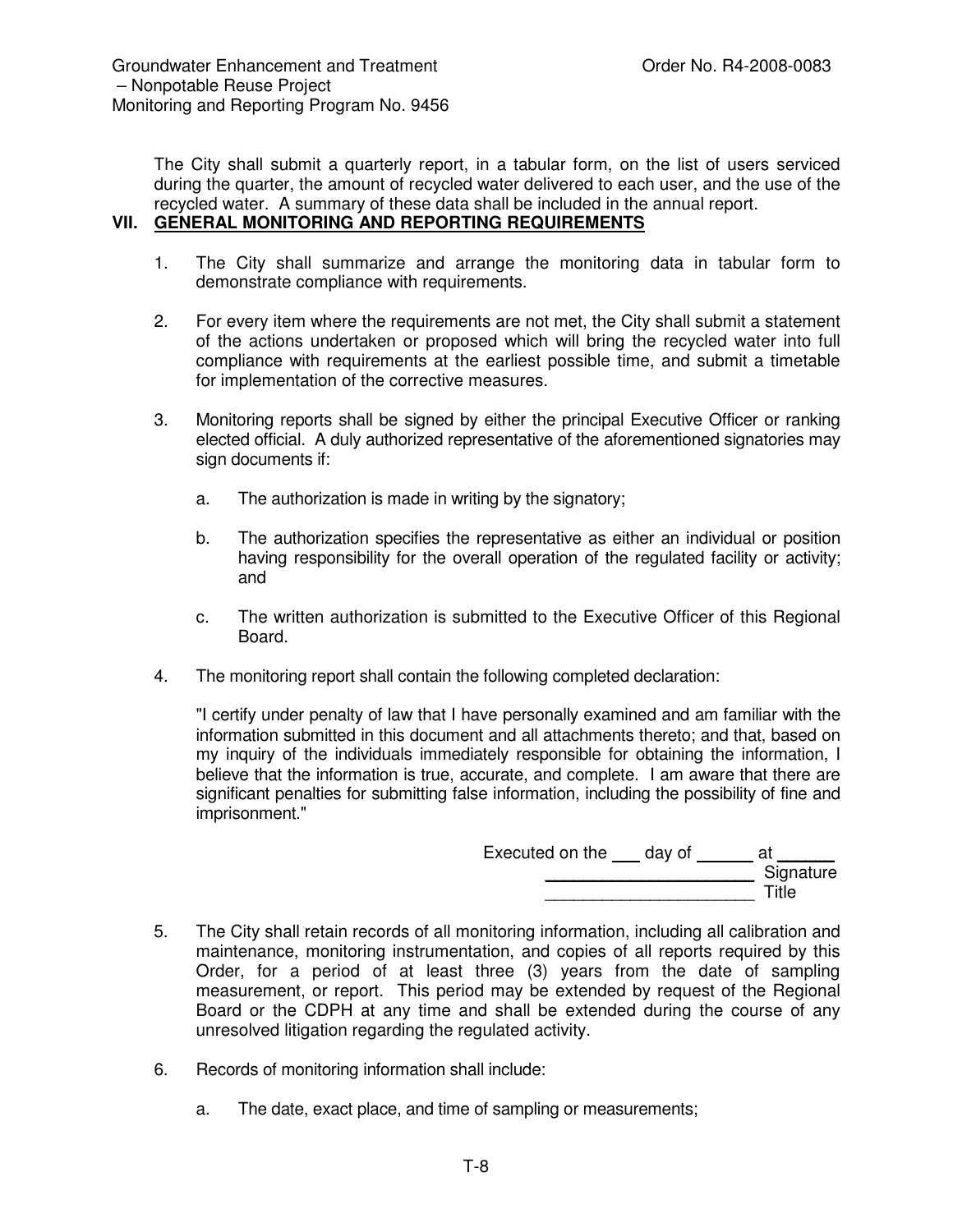The City shall submit a quarterly report, in a tabular form, on the list of users serviced during the quarter, the amount of recycled water delivered to each user, and the use of the recycled water. A summary of these data shall be included in the annual report.

## VII. GENERAL MONITORING AND REPORTING REQUIREMENTS

1. The City shall summarize and arrange the monitoring data in tabular form to demonstrate compliance with requirements.

2. For every item where the requirements are not met, the City shall submit a statement of the actions undertaken or proposed which will bring the recycled water into full compliance with requirements at the earliest possible time, and submit a timetable for implementation of the corrective measures.

3. Monitoring reports shall be signed by either the principal Executive Officer or ranking elected official. A duly authorized representative of the aforementioned signatories may sign documents if:

   a. The authorization is made in writing by the signatory;

   b. The authorization specifies the representative as either an individual or position having responsibility for the overall operation of the regulated facility or activity; and

   c. The written authorization is submitted to the Executive Officer of this Regional Board.

4. The monitoring report shall contain the following completed declaration:

   "I certify under penalty of law that I have personally examined and am familiar with the information submitted in this document and all attachments thereto; and that, based on my inquiry of the individuals immediately responsible for obtaining the information, I believe that the information is true, accurate, and complete. I am aware that there are significant penalties for submitting false information, including the possibility of fine and imprisonment."

   Executed on the ___ day of ______ at ______

   ______________________ Signature

   ______________________ Title

5. The City shall retain records of all monitoring information, including all calibration and maintenance, monitoring instrumentation, and copies of all reports required by this Order, for a period of at least three (3) years from the date of sampling measurement, or report. This period may be extended by request of the Regional Board or the CDPH at any time and shall be extended during the course of any unresolved litigation regarding the regulated activity.

6. Records of monitoring information shall include:

   a. The date, exact place, and time of sampling or measurements;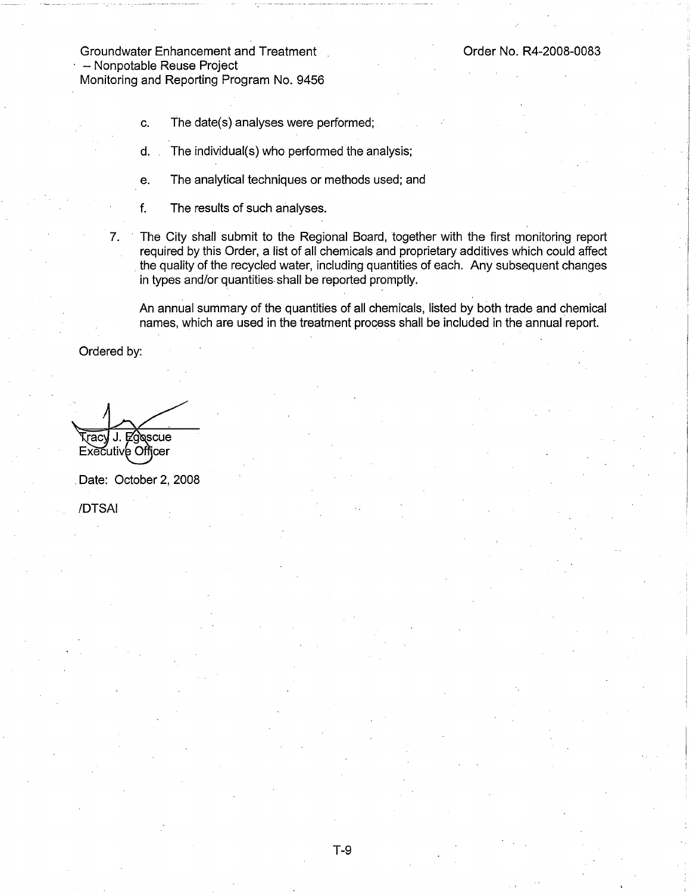c. The date(s) analyses were performed;

d. The individual(s) who performed the analysis;

e. The analytical techniques or methods used; and

f. The results of such analyses.

7. The City shall submit to the Regional Board, together with the first monitoring report required by this Order, a list of all chemicals and proprietary additives which could affect the quality of the recycled water, including quantities of each. Any subsequent changes in types and/or quantities shall be reported promptly.

   An annual summary of the quantities of all chemicals, listed by both trade and chemical names, which are used in the treatment process shall be included in the annual report.

Ordered by:

Tracy J. Egoscue
Executive Officer

Date: October 2, 2008

/DTSAI